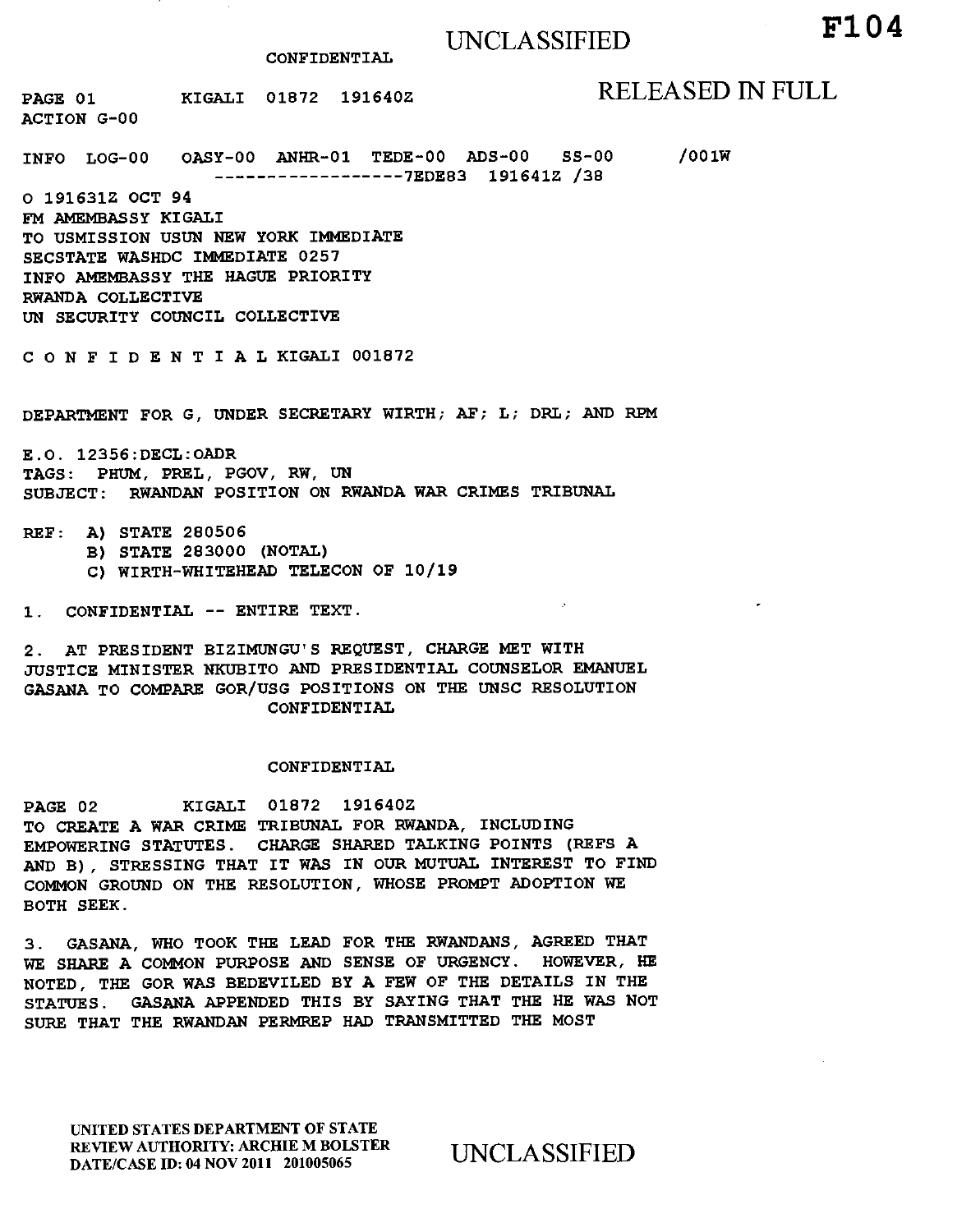UNCLASSIFIED

**F104**

CONFIDENTIAL

PAGE 01 KIGALI 01872 191640Z

RELEASED IN FULL

ACTION G-00

INFO LOG-00 OASY-00 ANHR-01 TEDE-00 ADS-00 SS-00 /001W
------------------7EDE83 191641Z /38

O 191631Z OCT 94
FM AMEMBASSY KIGALI
TO USMISSION USUN NEW YORK IMMEDIATE
SECSTATE WASHDC IMMEDIATE 0257
INFO AMEMBASSY THE HAGUE PRIORITY
RWANDA COLLECTIVE
UN SECURITY COUNCIL COLLECTIVE

C O N F I D E N T I A L KIGALI 001872

DEPARTMENT FOR G, UNDER SECRETARY WIRTH; AF; L; DRL; AND RPM

E.O. 12356:DECL:OADR
TAGS: PHUM, PREL, PGOV, RW, UN
SUBJECT: RWANDAN POSITION ON RWANDA WAR CRIMES TRIBUNAL

REF: A) STATE 280506
B) STATE 283000 (NOTAL)
C) WIRTH-WHITEHEAD TELECON OF 10/19

1. CONFIDENTIAL -- ENTIRE TEXT.

2. AT PRESIDENT BIZIMUNGU'S REQUEST, CHARGE MET WITH JUSTICE MINISTER NKUBITO AND PRESIDENTIAL COUNSELOR EMANUEL GASANA TO COMPARE GOR/USG POSITIONS ON THE UNSC RESOLUTION TO CREATE A WAR CRIME TRIBUNAL FOR RWANDA, INCLUDING EMPOWERING STATUTES. CHARGE SHARED TALKING POINTS (REFS A AND B), STRESSING THAT IT WAS IN OUR MUTUAL INTEREST TO FIND COMMON GROUND ON THE RESOLUTION, WHOSE PROMPT ADOPTION WE BOTH SEEK.

3. GASANA, WHO TOOK THE LEAD FOR THE RWANDANS, AGREED THAT WE SHARE A COMMON PURPOSE AND SENSE OF URGENCY. HOWEVER, HE NOTED, THE GOR WAS BEDEVILED BY A FEW OF THE DETAILS IN THE STATUES. GASANA APPENDED THIS BY SAYING THAT THE HE WAS NOT SURE THAT THE RWANDAN PERMREP HAD TRANSMITTED THE MOST

UNITED STATES DEPARTMENT OF STATE
REVIEW AUTHORITY: ARCHIE M BOLSTER
DATE/CASE ID: 04 NOV 2011 201005065

UNCLASSIFIED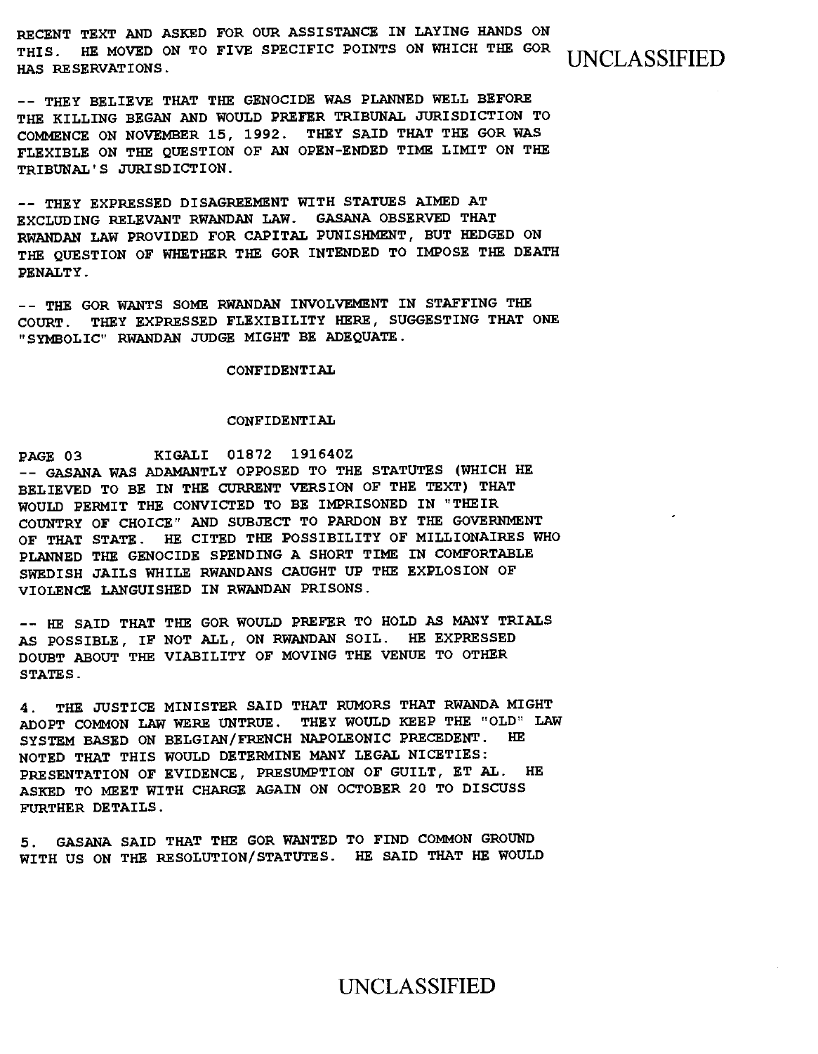RECENT TEXT AND ASKED FOR OUR ASSISTANCE IN LAYING HANDS ON THIS. HE MOVED ON TO FIVE SPECIFIC POINTS ON WHICH THE GOR HAS RESERVATIONS.

-- THEY BELIEVE THAT THE GENOCIDE WAS PLANNED WELL BEFORE THE KILLING BEGAN AND WOULD PREFER TRIBUNAL JURISDICTION TO COMMENCE ON NOVEMBER 15, 1992. THEY SAID THAT THE GOR WAS FLEXIBLE ON THE QUESTION OF AN OPEN-ENDED TIME LIMIT ON THE TRIBUNAL'S JURISDICTION.

-- THEY EXPRESSED DISAGREEMENT WITH STATUES AIMED AT EXCLUDING RELEVANT RWANDAN LAW. GASANA OBSERVED THAT RWANDAN LAW PROVIDED FOR CAPITAL PUNISHMENT, BUT HEDGED ON THE QUESTION OF WHETHER THE GOR INTENDED TO IMPOSE THE DEATH PENALTY.

-- THE GOR WANTS SOME RWANDAN INVOLVEMENT IN STAFFING THE COURT. THEY EXPRESSED FLEXIBILITY HERE, SUGGESTING THAT ONE "SYMBOLIC" RWANDAN JUDGE MIGHT BE ADEQUATE.

CONFIDENTIAL

CONFIDENTIAL

PAGE 03 KIGALI 01872 191640Z

-- GASANA WAS ADAMANTLY OPPOSED TO THE STATUTES (WHICH HE BELIEVED TO BE IN THE CURRENT VERSION OF THE TEXT) THAT WOULD PERMIT THE CONVICTED TO BE IMPRISONED IN "THEIR COUNTRY OF CHOICE" AND SUBJECT TO PARDON BY THE GOVERNMENT OF THAT STATE. HE CITED THE POSSIBILITY OF MILLIONAIRES WHO PLANNED THE GENOCIDE SPENDING A SHORT TIME IN COMFORTABLE SWEDISH JAILS WHILE RWANDANS CAUGHT UP THE EXPLOSION OF VIOLENCE LANGUISHED IN RWANDAN PRISONS.

-- HE SAID THAT THE GOR WOULD PREFER TO HOLD AS MANY TRIALS AS POSSIBLE, IF NOT ALL, ON RWANDAN SOIL. HE EXPRESSED DOUBT ABOUT THE VIABILITY OF MOVING THE VENUE TO OTHER STATES.

4. THE JUSTICE MINISTER SAID THAT RUMORS THAT RWANDA MIGHT ADOPT COMMON LAW WERE UNTRUE. THEY WOULD KEEP THE "OLD" LAW SYSTEM BASED ON BELGIAN/FRENCH NAPOLEONIC PRECEDENT. HE NOTED THAT THIS WOULD DETERMINE MANY LEGAL NICETIES: PRESENTATION OF EVIDENCE, PRESUMPTION OF GUILT, ET AL. HE ASKED TO MEET WITH CHARGE AGAIN ON OCTOBER 20 TO DISCUSS FURTHER DETAILS.

5. GASANA SAID THAT THE GOR WANTED TO FIND COMMON GROUND WITH US ON THE RESOLUTION/STATUTES. HE SAID THAT HE WOULD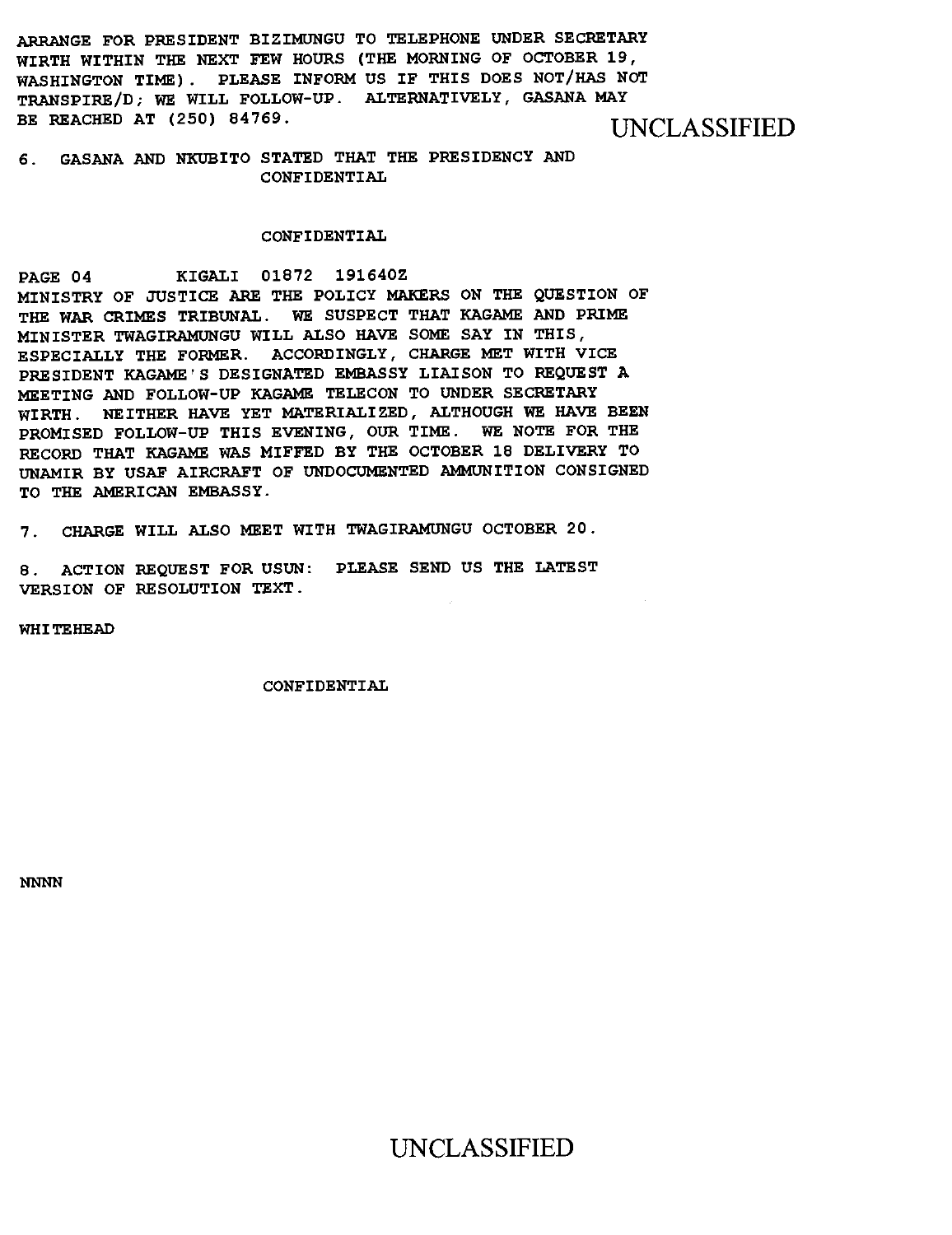ARRANGE FOR PRESIDENT BIZIMUNGU TO TELEPHONE UNDER SECRETARY WIRTH WITHIN THE NEXT FEW HOURS (THE MORNING OF OCTOBER 19, WASHINGTON TIME). PLEASE INFORM US IF THIS DOES NOT/HAS NOT TRANSPIRE/D; WE WILL FOLLOW-UP. ALTERNATIVELY, GASANA MAY BE REACHED AT (250) 84769.

6. GASANA AND NKUBITO STATED THAT THE PRESIDENCY AND

CONFIDENTIAL

CONFIDENTIAL

PAGE 04 KIGALI 01872 191640Z

MINISTRY OF JUSTICE ARE THE POLICY MAKERS ON THE QUESTION OF THE WAR CRIMES TRIBUNAL. WE SUSPECT THAT KAGAME AND PRIME MINISTER TWAGIRAMUNGU WILL ALSO HAVE SOME SAY IN THIS, ESPECIALLY THE FORMER. ACCORDINGLY, CHARGE MET WITH VICE PRESIDENT KAGAME'S DESIGNATED EMBASSY LIAISON TO REQUEST A MEETING AND FOLLOW-UP KAGAME TELECON TO UNDER SECRETARY WIRTH. NEITHER HAVE YET MATERIALIZED, ALTHOUGH WE HAVE BEEN PROMISED FOLLOW-UP THIS EVENING, OUR TIME. WE NOTE FOR THE RECORD THAT KAGAME WAS MIFFED BY THE OCTOBER 18 DELIVERY TO UNAMIR BY USAF AIRCRAFT OF UNDOCUMENTED AMMUNITION CONSIGNED TO THE AMERICAN EMBASSY.

7. CHARGE WILL ALSO MEET WITH TWAGIRAMUNGU OCTOBER 20.

8. ACTION REQUEST FOR USUN: PLEASE SEND US THE LATEST VERSION OF RESOLUTION TEXT.

WHITEHEAD

CONFIDENTIAL

NNNN